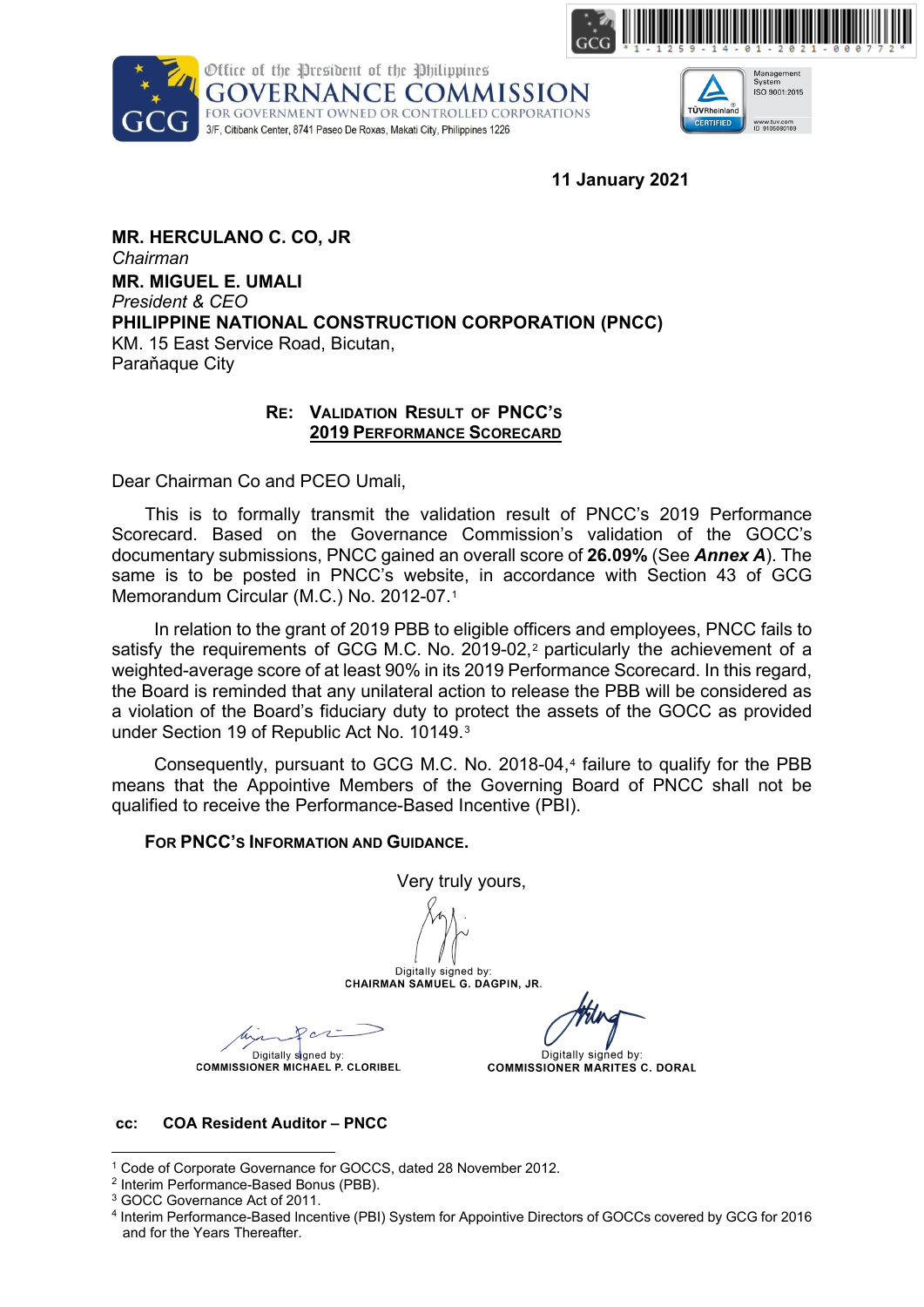Office of the President of the Philippines
GOVERNANCE COMMISSION
FOR GOVERNMENT OWNED OR CONTROLLED CORPORATIONS
3/F, Citibank Center, 8741 Paseo De Roxas, Makati City, Philippines 1226

*1-1259-14-01-2021-000772*

**11 January 2021**

**MR. HERCULANO C. CO, JR**
*Chairman*
**MR. MIGUEL E. UMALI**
*President & CEO*
**PHILIPPINE NATIONAL CONSTRUCTION CORPORATION (PNCC)**
KM. 15 East Service Road, Bicutan,
Parañaque City

**RE: VALIDATION RESULT OF PNCC'S 2019 PERFORMANCE SCORECARD**

Dear Chairman Co and PCEO Umali,

This is to formally transmit the validation result of PNCC's 2019 Performance Scorecard. Based on the Governance Commission's validation of the GOCC's documentary submissions, PNCC gained an overall score of **26.09%** (See ***Annex A***). The same is to be posted in PNCC's website, in accordance with Section 43 of GCG Memorandum Circular (M.C.) No. 2012-07.[1]

In relation to the grant of 2019 PBB to eligible officers and employees, PNCC fails to satisfy the requirements of GCG M.C. No. 2019-02,[2] particularly the achievement of a weighted-average score of at least 90% in its 2019 Performance Scorecard. In this regard, the Board is reminded that any unilateral action to release the PBB will be considered as a violation of the Board's fiduciary duty to protect the assets of the GOCC as provided under Section 19 of Republic Act No. 10149.[3]

Consequently, pursuant to GCG M.C. No. 2018-04,[4] failure to qualify for the PBB means that the Appointive Members of the Governing Board of PNCC shall not be qualified to receive the Performance-Based Incentive (PBI).

**FOR PNCC'S INFORMATION AND GUIDANCE.**

Very truly yours,

Digitally signed by:
**CHAIRMAN SAMUEL G. DAGPIN, JR.**

Digitally signed by:
**COMMISSIONER MICHAEL P. CLORIBEL**

Digitally signed by:
**COMMISSIONER MARITES C. DORAL**

**cc: COA Resident Auditor – PNCC**

---

[1] Code of Corporate Governance for GOCCS, dated 28 November 2012.
[2] Interim Performance-Based Bonus (PBB).
[3] GOCC Governance Act of 2011.
[4] Interim Performance-Based Incentive (PBI) System for Appointive Directors of GOCCs covered by GCG for 2016 and for the Years Thereafter.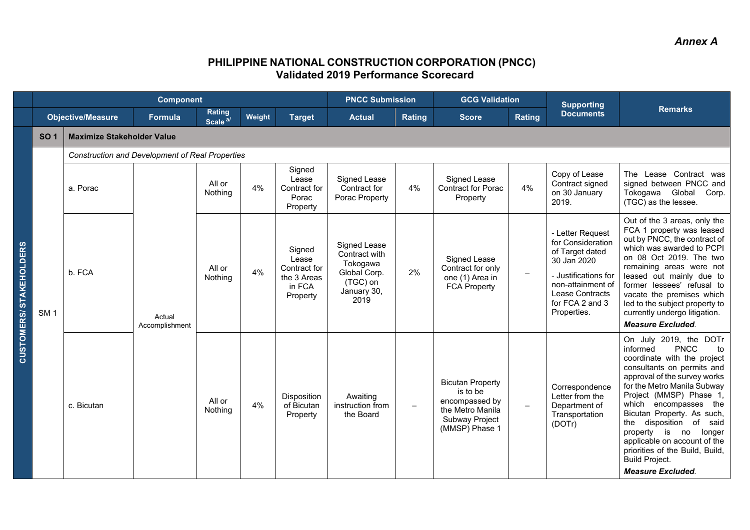*Annex A*

# PHILIPPINE NATIONAL CONSTRUCTION CORPORATION (PNCC)
## Validated 2019 Performance Scorecard

| | Component | | | | | | PNCC Submission | | GCG Validation | | Supporting Documents | Remarks |
|---|---|---|---|---|---|---|---|---|---|---|---|---|
| | Objective/Measure | | Formula | Rating Scale [a/] | Weight | Target | Actual | Rating | Score | Rating | | |
| CUSTOMERS/ STAKEHOLDERS | **SO 1** | **Maximize Stakeholder Value** | | | | | | | | | | |
| | | *Construction and Development of Real Properties* | | | | | | | | | | |
| | SM 1 | a. Porac | Actual Accomplishment | All or Nothing | 4% | Signed Lease Contract for Porac Property | Signed Lease Contract for Porac Property | 4% | Signed Lease Contract for Porac Property | 4% | Copy of Lease Contract signed on 30 January 2019. | The Lease Contract was signed between PNCC and Tokogawa Global Corp. (TGC) as the lessee. |
| | | b. FCA | | All or Nothing | 4% | Signed Lease Contract for the 3 Areas in FCA Property | Signed Lease Contract with Tokogawa Global Corp. (TGC) on January 30, 2019 | 2% | Signed Lease Contract for only one (1) Area in FCA Property | – | - Letter Request for Consideration of Target dated 30 Jan 2020<br>- Justifications for non-attainment of Lease Contracts for FCA 2 and 3 Properties. | Out of the 3 areas, only the FCA 1 property was leased out by PNCC, the contract of which was awarded to PCPI on 08 Oct 2019. The two remaining areas were not leased out mainly due to former lessees' refusal to vacate the premises which led to the subject property to currently undergo litigation.<br>***Measure Excluded***. |
| | | c. Bicutan | | All or Nothing | 4% | Disposition of Bicutan Property | Awaiting instruction from the Board | – | Bicutan Property is to be encompassed by the Metro Manila Subway Project (MMSP) Phase 1 | – | Correspondence Letter from the Department of Transportation (DOTr) | On July 2019, the DOTr informed PNCC to coordinate with the project consultants on permits and approval of the survey works for the Metro Manila Subway Project (MMSP) Phase 1, which encompasses the Bicutan Property. As such, the disposition of said property is no longer applicable on account of the priorities of the Build, Build, Build Project.<br>***Measure Excluded***. |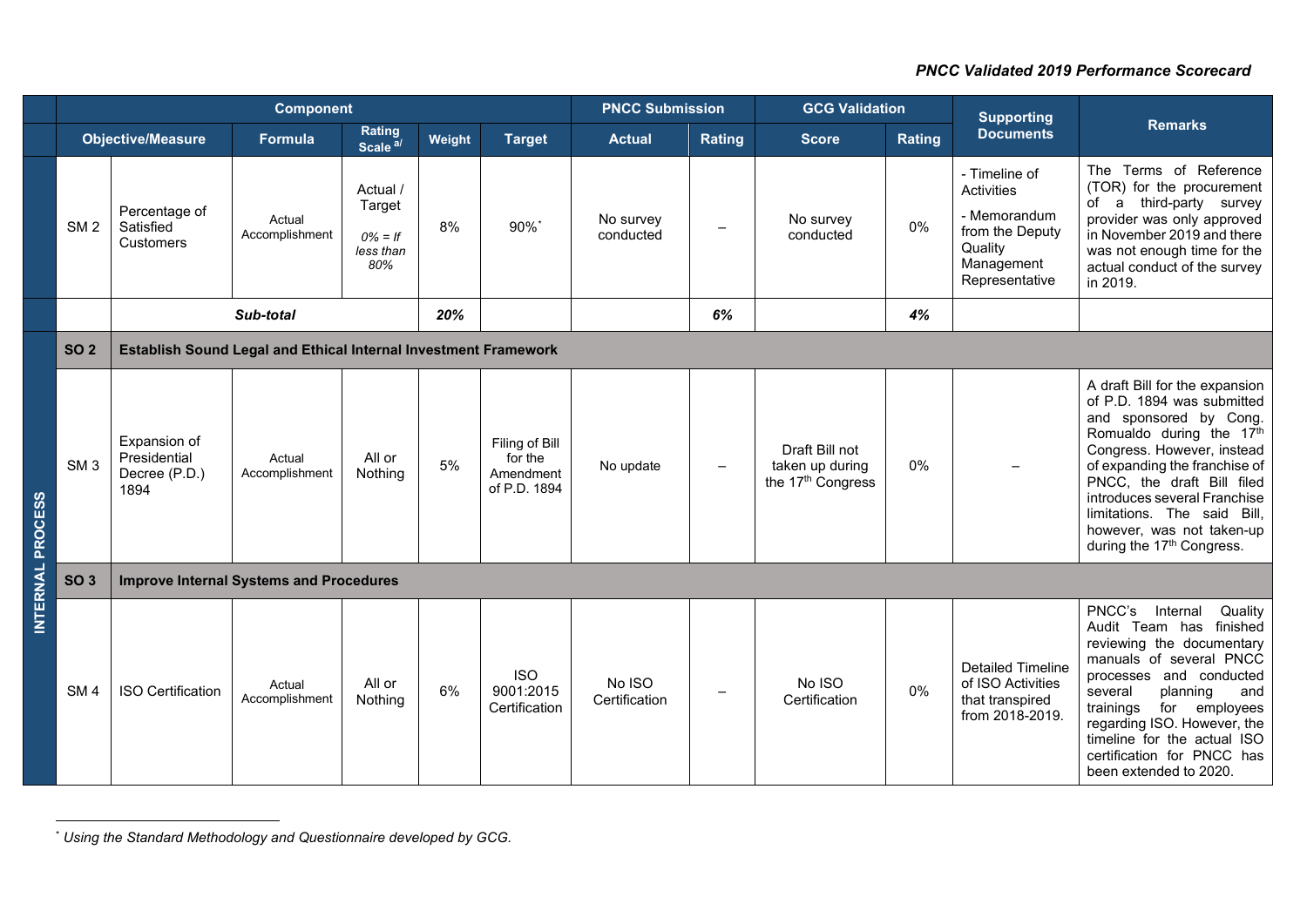*PNCC Validated 2019 Performance Scorecard*

| | Component | | | | | | PNCC Submission | | GCG Validation | | Supporting Documents | Remarks |
|---|---|---|---|---|---|---|---|---|---|---|---|---|
| | Objective/Measure | | Formula | Rating Scale [a/] | Weight | Target | Actual | Rating | Score | Rating | | |
| | SM 2 | Percentage of Satisfied Customers | Actual Accomplishment | Actual / Target *0% = If less than 80%* | 8% | 90%[*] | No survey conducted | – | No survey conducted | 0% | - Timeline of Activities - Memorandum from the Deputy Quality Management Representative | The Terms of Reference (TOR) for the procurement of a third-party survey provider was only approved in November 2019 and there was not enough time for the actual conduct of the survey in 2019. |
| | | ***Sub-total*** | | | ***20%*** | | | ***6%*** | | ***4%*** | | |
| INTERNAL PROCESS | **SO 2** | **Establish Sound Legal and Ethical Internal Investment Framework** | | | | | | | | | | |
| | SM 3 | Expansion of Presidential Decree (P.D.) 1894 | Actual Accomplishment | All or Nothing | 5% | Filing of Bill for the Amendment of P.D. 1894 | No update | – | Draft Bill not taken up during the 17th Congress | 0% | – | A draft Bill for the expansion of P.D. 1894 was submitted and sponsored by Cong. Romualdo during the 17th Congress. However, instead of expanding the franchise of PNCC, the draft Bill filed introduces several Franchise limitations. The said Bill, however, was not taken-up during the 17th Congress. |
| | **SO 3** | **Improve Internal Systems and Procedures** | | | | | | | | | | |
| | SM 4 | ISO Certification | Actual Accomplishment | All or Nothing | 6% | ISO 9001:2015 Certification | No ISO Certification | – | No ISO Certification | 0% | Detailed Timeline of ISO Activities that transpired from 2018-2019. | PNCC's Internal Quality Audit Team has finished reviewing the documentary manuals of several PNCC processes and conducted several planning and trainings for employees regarding ISO. However, the timeline for the actual ISO certification for PNCC has been extended to 2020. |

[*] *Using the Standard Methodology and Questionnaire developed by GCG.*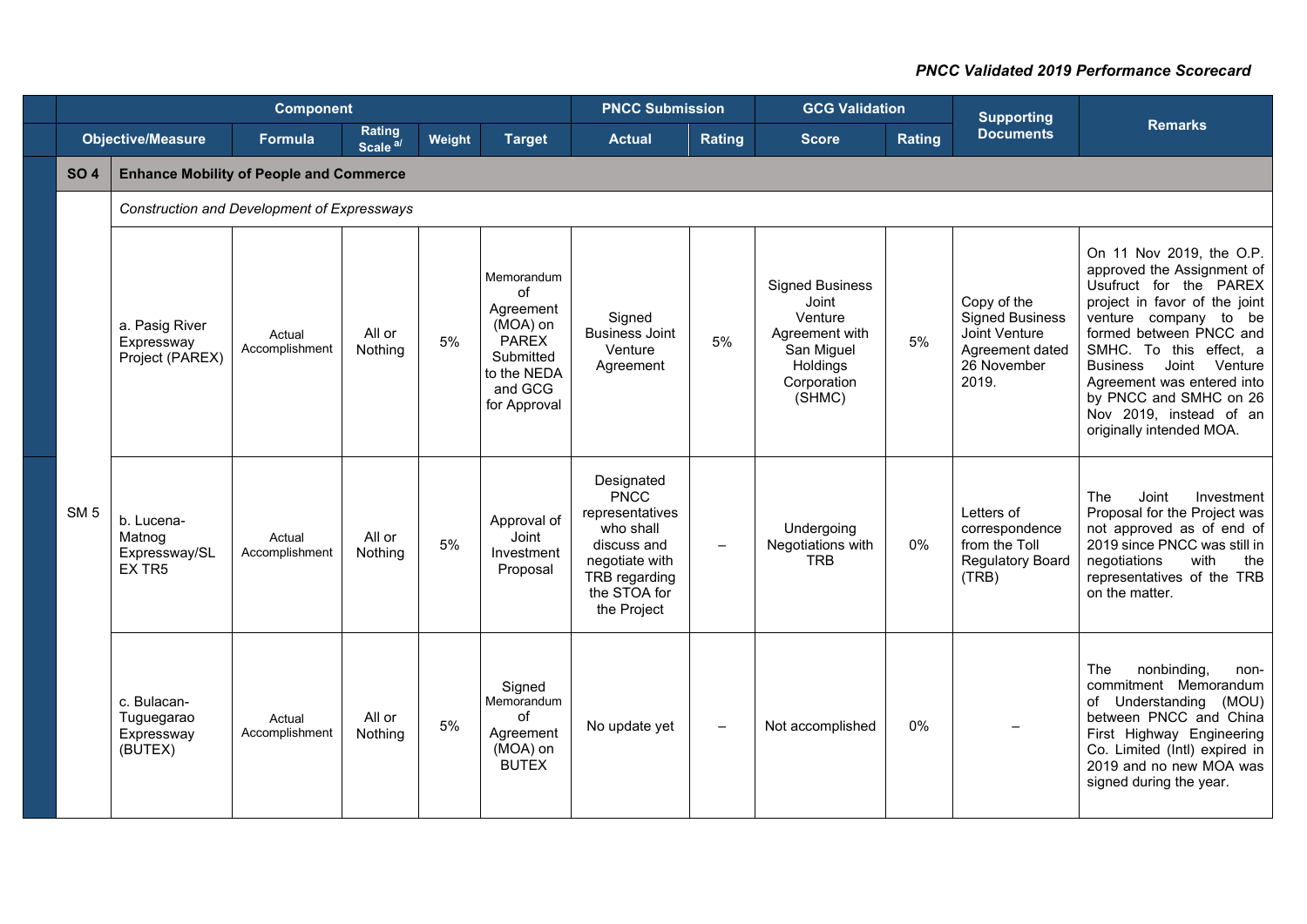| Component | | | | | | PNCC Submission | | GCG Validation | | Supporting Documents | Remarks |
|---|---|---|---|---|---|---|---|---|---|---|---|
| Objective/Measure | | Formula | Rating Scale [a/] | Weight | Target | Actual | Rating | Score | Rating | | |
| **SO 4** | **Enhance Mobility of People and Commerce** | | | | | | | | | | |
| SM 5 | *Construction and Development of Expressways* | | | | | | | | | | |
| | a. Pasig River Expressway Project (PAREX) | Actual Accomplishment | All or Nothing | 5% | Memorandum of Agreement (MOA) on PAREX Submitted to the NEDA and GCG for Approval | Signed Business Joint Venture Agreement | 5% | Signed Business Joint Venture Agreement with San Miguel Holdings Corporation (SHMC) | 5% | Copy of the Signed Business Joint Venture Agreement dated 26 November 2019. | On 11 Nov 2019, the O.P. approved the Assignment of Usufruct for the PAREX project in favor of the joint venture company to be formed between PNCC and SMHC. To this effect, a Business Joint Venture Agreement was entered into by PNCC and SMHC on 26 Nov 2019, instead of an originally intended MOA. |
| | b. Lucena-Matnog Expressway/SLEX TR5 | Actual Accomplishment | All or Nothing | 5% | Approval of Joint Investment Proposal | Designated PNCC representatives who shall discuss and negotiate with TRB regarding the STOA for the Project | – | Undergoing Negotiations with TRB | 0% | Letters of correspondence from the Toll Regulatory Board (TRB) | The Joint Investment Proposal for the Project was not approved as of end of 2019 since PNCC was still in negotiations with the representatives of the TRB on the matter. |
| | c. Bulacan-Tuguegarao Expressway (BUTEX) | Actual Accomplishment | All or Nothing | 5% | Signed Memorandum of Agreement (MOA) on BUTEX | No update yet | – | Not accomplished | 0% | – | The nonbinding, non-commitment Memorandum of Understanding (MOU) between PNCC and China First Highway Engineering Co. Limited (Intl) expired in 2019 and no new MOA was signed during the year. |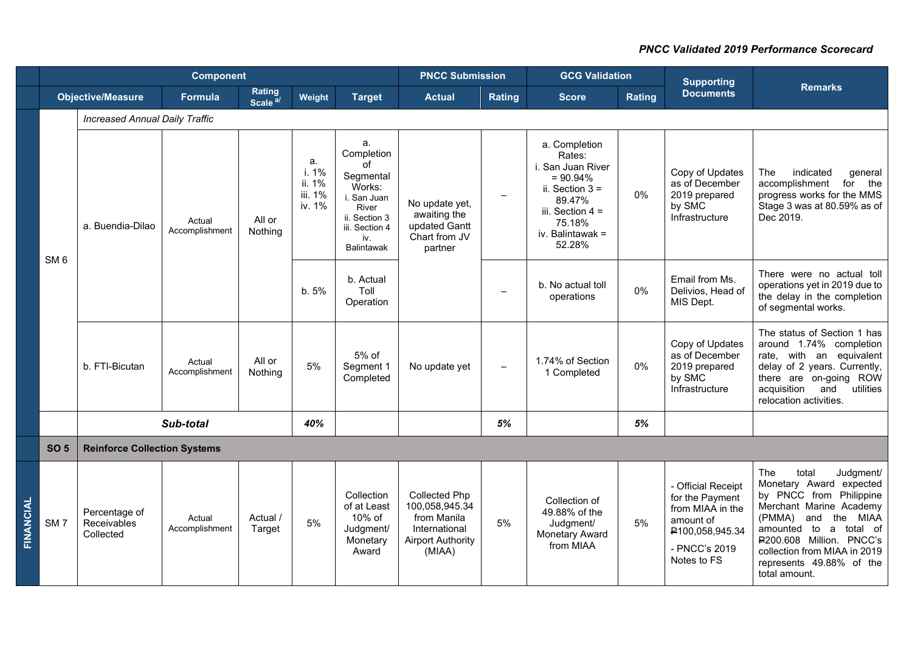*PNCC Validated 2019 Performance Scorecard*

| | Component | | | | | | PNCC Submission | | GCG Validation | | Supporting Documents | Remarks |
|---|---|---|---|---|---|---|---|---|---|---|---|---|
| | Objective/Measure | | Formula | Rating Scale [a/] | Weight | Target | Actual | Rating | Score | Rating | | |
| | | *Increased Annual Daily Traffic* | | | | | | | | | | |
| | SM 6 | a. Buendia-Dilao | Actual Accomplishment | All or Nothing | a. i. 1% ii. 1% iii. 1% iv. 1% | a. Completion of Segmental Works: i. San Juan River ii. Section 3 iii. Section 4 iv. Balintawak | No update yet, awaiting the updated Gantt Chart from JV partner | – | a. Completion Rates: i. San Juan River = 90.94% ii. Section 3 = 89.47% iii. Section 4 = 75.18% iv. Balintawak = 52.28% | 0% | Copy of Updates as of December 2019 prepared by SMC Infrastructure | The indicated general accomplishment for the progress works for the MMS Stage 3 was at 80.59% as of Dec 2019. |
| | | | | | b. 5% | b. Actual Toll Operation | | – | b. No actual toll operations | 0% | Email from Ms. Delivios, Head of MIS Dept. | There were no actual toll operations yet in 2019 due to the delay in the completion of segmental works. |
| | | b. FTI-Bicutan | Actual Accomplishment | All or Nothing | 5% | 5% of Segment 1 Completed | No update yet | – | 1.74% of Section 1 Completed | 0% | Copy of Updates as of December 2019 prepared by SMC Infrastructure | The status of Section 1 has around 1.74% completion rate, with an equivalent delay of 2 years. Currently, there are on-going ROW acquisition and utilities relocation activities. |
| | | ***Sub-total*** | | | ***40%*** | | | ***5%*** | | ***5%*** | | |
| | **SO 5** | **Reinforce Collection Systems** | | | | | | | | | | |
| **FINANCIAL** | SM 7 | Percentage of Receivables Collected | Actual Accomplishment | Actual / Target | 5% | Collection of at Least 10% of Judgment/ Monetary Award | Collected Php 100,058,945.34 from Manila International Airport Authority (MIAA) | 5% | Collection of 49.88% of the Judgment/ Monetary Award from MIAA | 5% | - Official Receipt for the Payment from MIAA in the amount of ₱100,058,945.34 - PNCC's 2019 Notes to FS | The total Judgment/ Monetary Award expected by PNCC from Philippine Merchant Marine Academy (PMMA) and the MIAA amounted to a total of ₱200.608 Million. PNCC's collection from MIAA in 2019 represents 49.88% of the total amount. |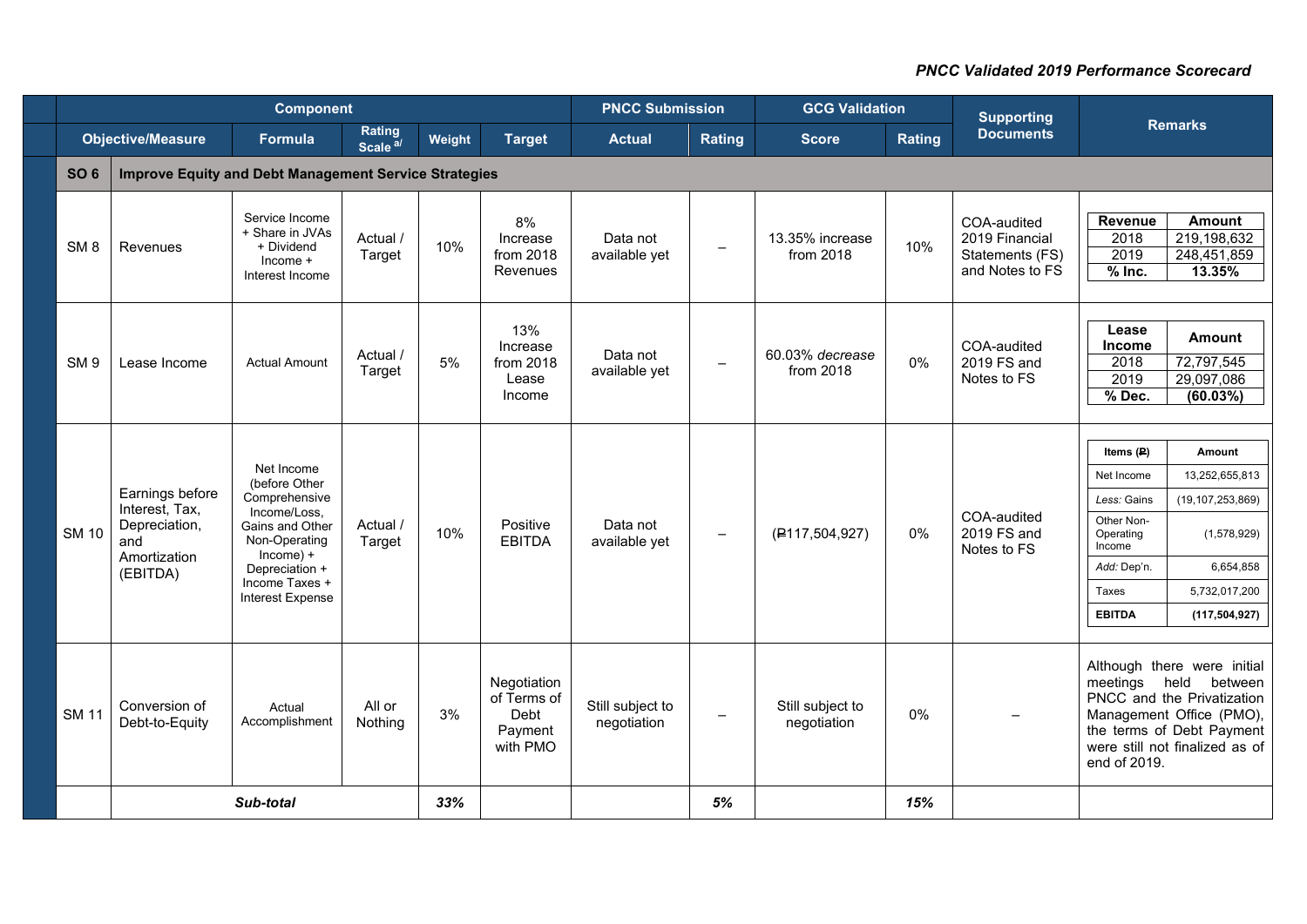*PNCC Validated 2019 Performance Scorecard*

| Component | | | | | | PNCC Submission | | GCG Validation | | Supporting Documents | Remarks |
|---|---|---|---|---|---|---|---|---|---|---|---|
| Objective/Measure | | Formula | Rating Scale [a/] | Weight | Target | Actual | Rating | Score | Rating | | |
| **SO 6** | **Improve Equity and Debt Management Service Strategies** | | | | | | | | | | |
| SM 8 | Revenues | Service Income + Share in JVAs + Dividend Income + Interest Income | Actual / Target | 10% | 8% Increase from 2018 Revenues | Data not available yet | – | 13.35% increase from 2018 | 10% | COA-audited 2019 Financial Statements (FS) and Notes to FS | **Revenue** / **Amount**: 2018 – 219,198,632; 2019 – 248,451,859; **% Inc.** – **13.35%** |
| SM 9 | Lease Income | Actual Amount | Actual / Target | 5% | 13% Increase from 2018 Lease Income | Data not available yet | – | 60.03% *decrease* from 2018 | 0% | COA-audited 2019 FS and Notes to FS | **Lease Income** / **Amount**: 2018 – 72,797,545; 2019 – 29,097,086; **% Dec.** – **(60.03%)** |
| SM 10 | Earnings before Interest, Tax, Depreciation, and Amortization (EBITDA) | Net Income (before Other Comprehensive Income/Loss, Gains and Other Non-Operating Income) + Depreciation + Income Taxes + Interest Expense | Actual / Target | 10% | Positive EBITDA | Data not available yet | – | (₱117,504,927) | 0% | COA-audited 2019 FS and Notes to FS | **Items (₱)** / **Amount**: Net Income – 13,252,655,813; *Less:* Gains – (19,107,253,869); Other Non-Operating Income – (1,578,929); *Add:* Dep'n. – 6,654,858; Taxes – 5,732,017,200; **EBITDA** – **(117,504,927)** |
| SM 11 | Conversion of Debt-to-Equity | Actual Accomplishment | All or Nothing | 3% | Negotiation of Terms of Debt Payment with PMO | Still subject to negotiation | – | Still subject to negotiation | 0% | – | Although there were initial meetings held between PNCC and the Privatization Management Office (PMO), the terms of Debt Payment were still not finalized as of end of 2019. |
| | ***Sub-total*** | | | ***33%*** | | | ***5%*** | | ***15%*** | | |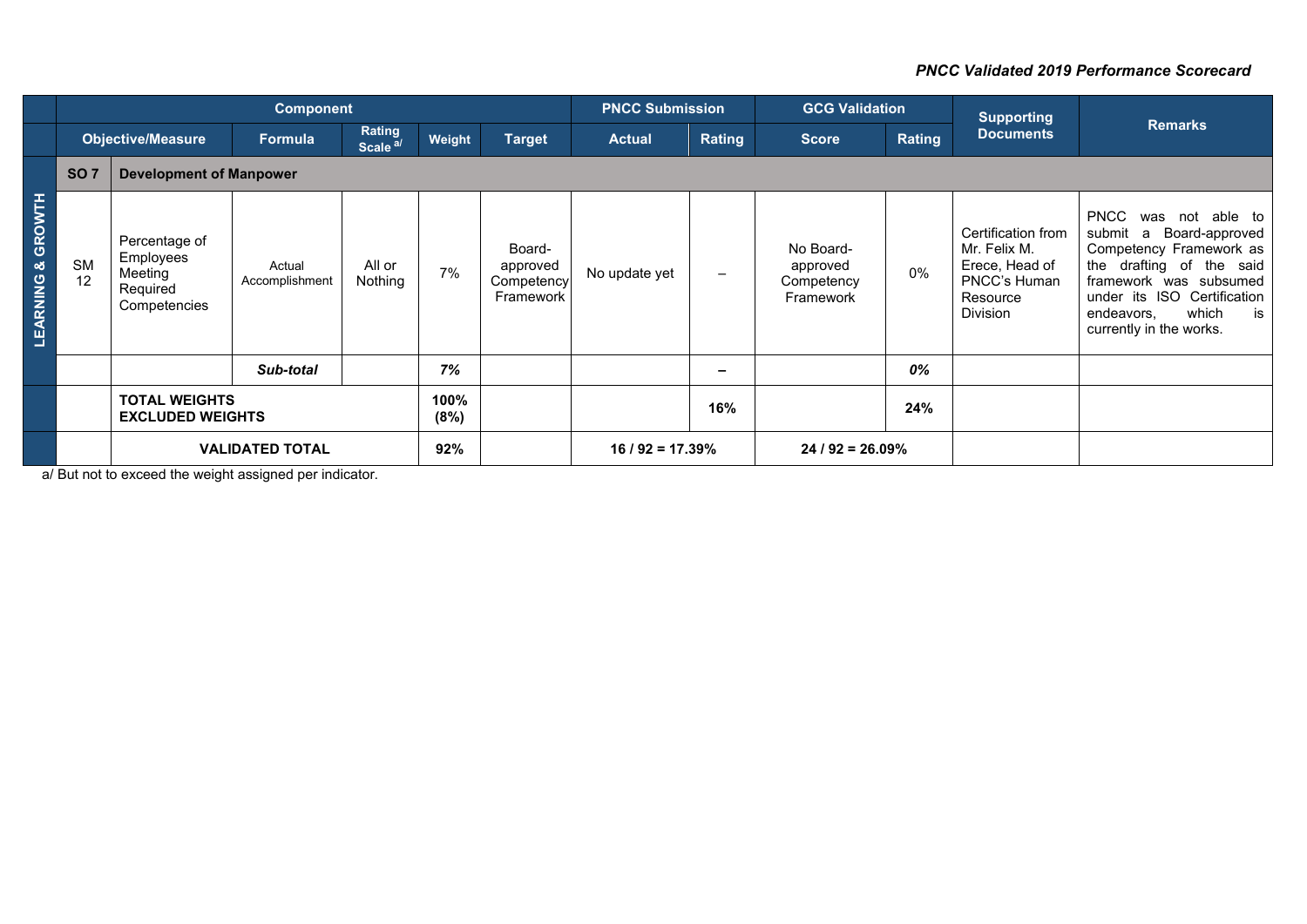*PNCC Validated 2019 Performance Scorecard*

| | Component | | | | | | PNCC Submission | | GCG Validation | | Supporting Documents | Remarks |
|---|---|---|---|---|---|---|---|---|---|---|---|---|
| | Objective/Measure | | Formula | Rating Scale a/ | Weight | Target | Actual | Rating | Score | Rating | | |
| LEARNING & GROWTH | **SO 7** | **Development of Manpower** | | | | | | | | | | |
| | SM 12 | Percentage of Employees Meeting Required Competencies | Actual Accomplishment | All or Nothing | 7% | Board-approved Competency Framework | No update yet | – | No Board-approved Competency Framework | 0% | Certification from Mr. Felix M. Erece, Head of PNCC's Human Resource Division | PNCC was not able to submit a Board-approved Competency Framework as the drafting of the said framework was subsumed under its ISO Certification endeavors, which is currently in the works. |
| | | | ***Sub-total*** | | ***7%*** | | | **–** | | ***0%*** | | |
| | | **TOTAL WEIGHTS** **EXCLUDED WEIGHTS** | | | **100% (8%)** | | | **16%** | | **24%** | | |
| | | **VALIDATED TOTAL** | | | **92%** | | **16 / 92 = 17.39%** | | **24 / 92 = 26.09%** | | | |

a/ But not to exceed the weight assigned per indicator.